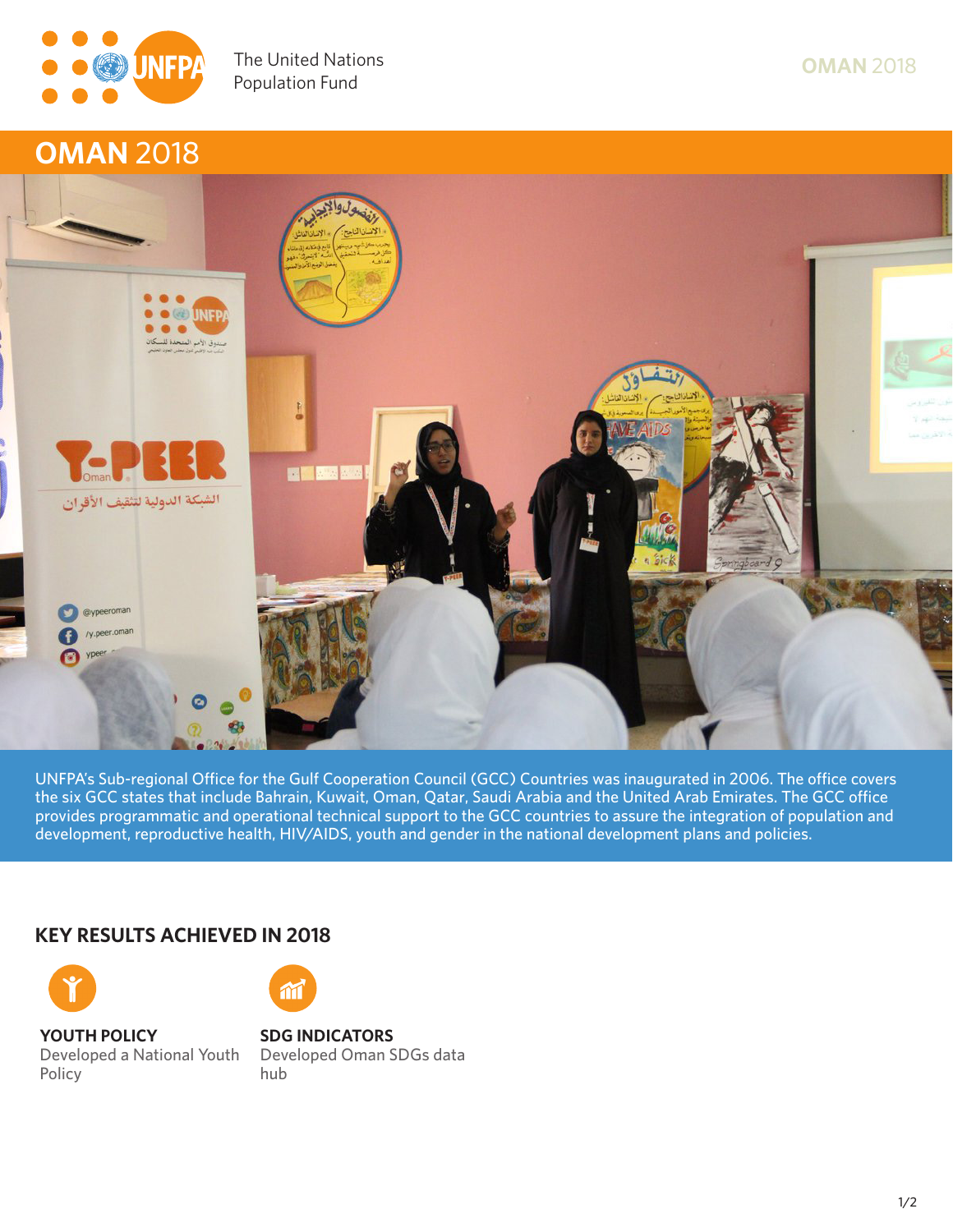The United Nations Population Fund

# OMAN 2018

UNFPA's Sub-regional Office for the Gulf Cooperation Council (GCC) Countries was inaugurated in 2006. The office covers the six GCC states that include Bahrain, Kuwait, Oman, Qatar, Saudi Arabia and the United Arab Emirates. The GCC office provides programmatic and operational technical support to the GCC countries to assure the integration of population and development, reproductive health, HIV/AIDS, youth and gender in the national development plans and policies.

## KEY RESULTS ACHIEVED IN 2018

**YOUTH POLICY**
Developed a National Youth Policy

**SDG INDICATORS**
Developed Oman SDGs data hub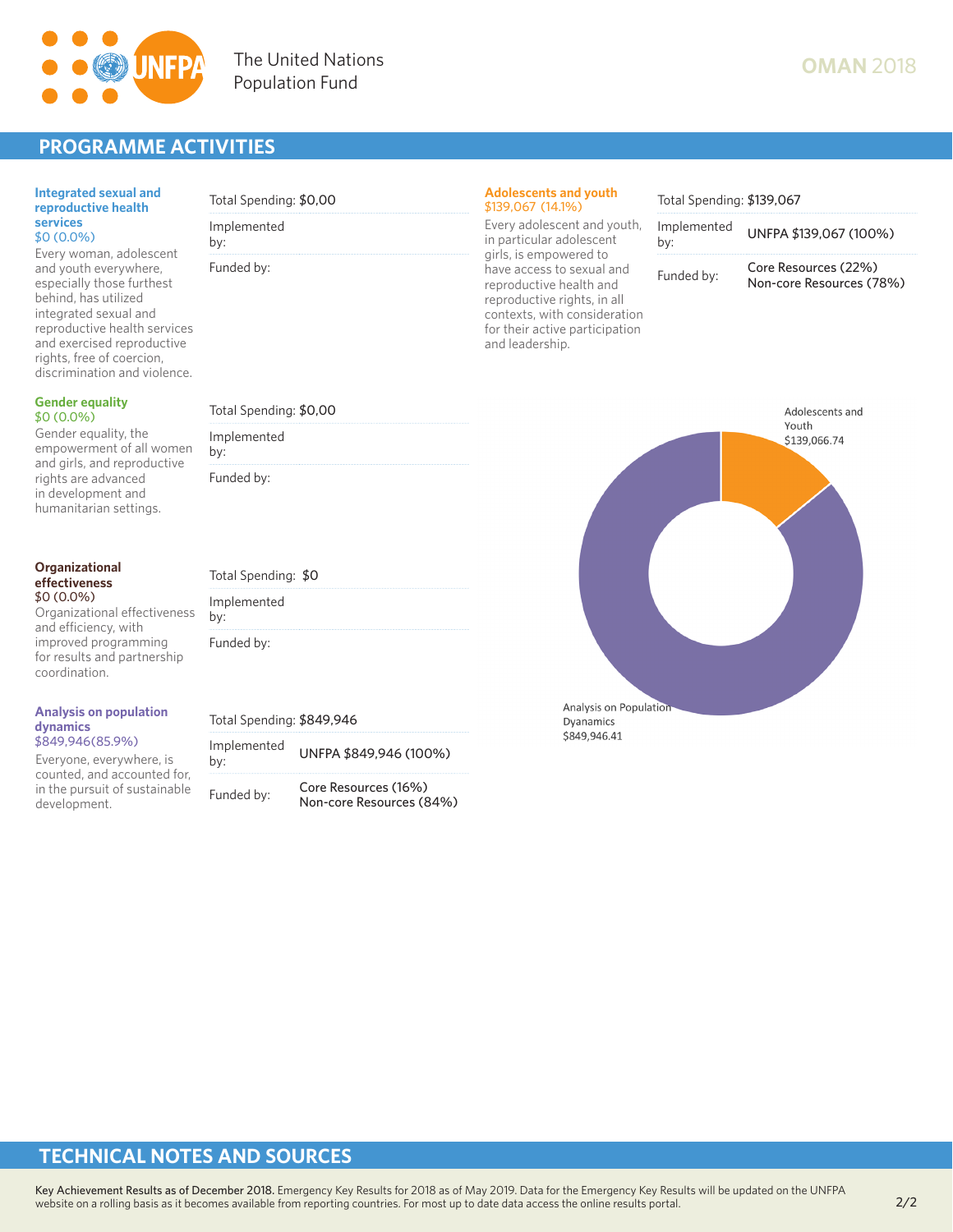## PROGRAMME ACTIVITIES

**Integrated sexual and reproductive health services**
$0 (0.0%)
Every woman, adolescent and youth everywhere, especially those furthest behind, has utilized integrated sexual and reproductive health services and exercised reproductive rights, free of coercion, discrimination and violence.

| | |
|---|---|
| Total Spending: | $0,00 |
| Implemented by: | |
| Funded by: | |

**Gender equality**
$0 (0.0%)
Gender equality, the empowerment of all women and girls, and reproductive rights are advanced in development and humanitarian settings.

| | |
|---|---|
| Total Spending: | $0,00 |
| Implemented by: | |
| Funded by: | |

**Organizational effectiveness**
$0 (0.0%)
Organizational effectiveness and efficiency, with improved programming for results and partnership coordination.

| | |
|---|---|
| Total Spending: | $0 |
| Implemented by: | |
| Funded by: | |

**Analysis on population dynamics**
$849,946(85.9%)
Everyone, everywhere, is counted, and accounted for, in the pursuit of sustainable development.

| | |
|---|---|
| Total Spending: | $849,946 |
| Implemented by: | UNFPA $849,946 (100%) |
| Funded by: | Core Resources (16%) Non-core Resources (84%) |

**Adolescents and youth**
$139,067 (14.1%)
Every adolescent and youth, in particular adolescent girls, is empowered to have access to sexual and reproductive health and reproductive rights, in all contexts, with consideration for their active participation and leadership.

| | |
|---|---|
| Total Spending: | $139,067 |
| Implemented by: | UNFPA $139,067 (100%) |
| Funded by: | Core Resources (22%) Non-core Resources (78%) |

Adolescents and Youth
$139,066.74

Analysis on Population Dyanamics
$849,946.41

## TECHNICAL NOTES AND SOURCES

**Key Achievement Results as of December 2018.** Emergency Key Results for 2018 as of May 2019. Data for the Emergency Key Results will be updated on the UNFPA website on a rolling basis as it becomes available from reporting countries. For most up to date data access the online results portal.